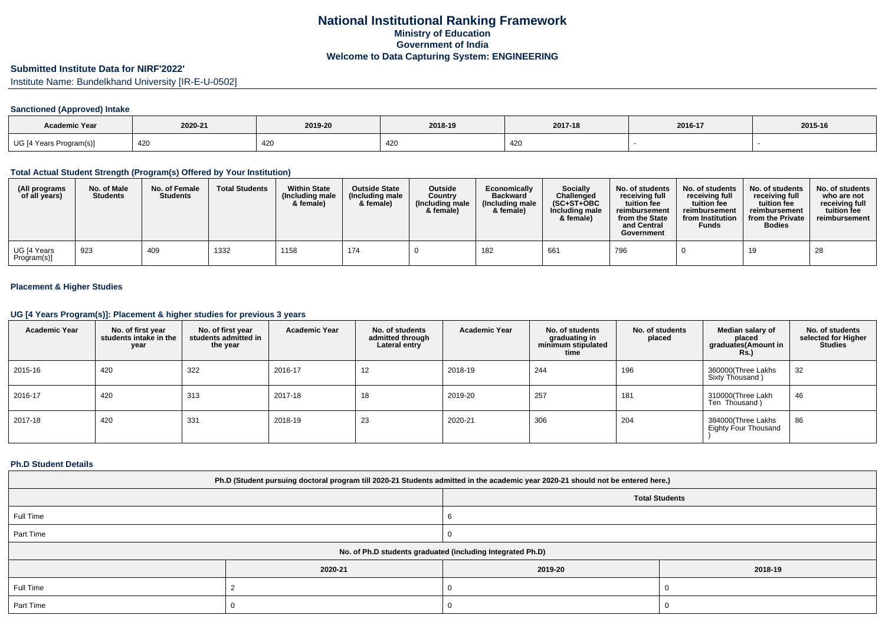# National Institutional Ranking Framework
### Ministry of Education
### Government of India
### Welcome to Data Capturing System: ENGINEERING

## Submitted Institute Data for NIRF'2022'

Institute Name: Bundelkhand University [IR-E-U-0502]

### Sanctioned (Approved) Intake

| Academic Year | 2020-21 | 2019-20 | 2018-19 | 2017-18 | 2016-17 | 2015-16 |
|---|---|---|---|---|---|---|
| UG [4 Years Program(s)] | 420 | 420 | 420 | 420 | - | - |

### Total Actual Student Strength (Program(s) Offered by Your Institution)

| (All programs of all years) | No. of Male Students | No. of Female Students | Total Students | Within State (Including male & female) | Outside State (Including male & female) | Outside Country (Including male & female) | Economically Backward (Including male & female) | Socially Challenged (SC+ST+OBC Including male & female) | No. of students receiving full tuition fee reimbursement from the State and Central Government | No. of students receiving full tuition fee reimbursement from Institution Funds | No. of students receiving full tuition fee reimbursement from the Private Bodies | No. of students who are not receiving full tuition fee reimbursement |
|---|---|---|---|---|---|---|---|---|---|---|---|---|
| UG [4 Years Program(s)] | 923 | 409 | 1332 | 1158 | 174 | 0 | 182 | 661 | 796 | 0 | 19 | 28 |

### Placement & Higher Studies

### UG [4 Years Program(s)]: Placement & higher studies for previous 3 years

| Academic Year | No. of first year students intake in the year | No. of first year students admitted in the year | Academic Year | No. of students admitted through Lateral entry | Academic Year | No. of students graduating in minimum stipulated time | No. of students placed | Median salary of placed graduates(Amount in Rs.) | No. of students selected for Higher Studies |
|---|---|---|---|---|---|---|---|---|---|
| 2015-16 | 420 | 322 | 2016-17 | 12 | 2018-19 | 244 | 196 | 360000(Three Lakhs Sixty Thousand ) | 32 |
| 2016-17 | 420 | 313 | 2017-18 | 18 | 2019-20 | 257 | 181 | 310000(Three Lakh Ten Thousand ) | 46 |
| 2017-18 | 420 | 331 | 2018-19 | 23 | 2020-21 | 306 | 204 | 384000(Three Lakhs Eighty Four Thousand ) | 86 |

### Ph.D Student Details

| Ph.D (Student pursuing doctoral program till 2020-21 Students admitted in the academic year 2020-21 should not be entered here.) | |
|---|---|
| | Total Students |
| Full Time | 6 |
| Part Time | 0 |

| No. of Ph.D students graduated (including Integrated Ph.D) | | | |
|---|---|---|---|
| | 2020-21 | 2019-20 | 2018-19 |
| Full Time | 2 | 0 | 0 |
| Part Time | 0 | 0 | 0 |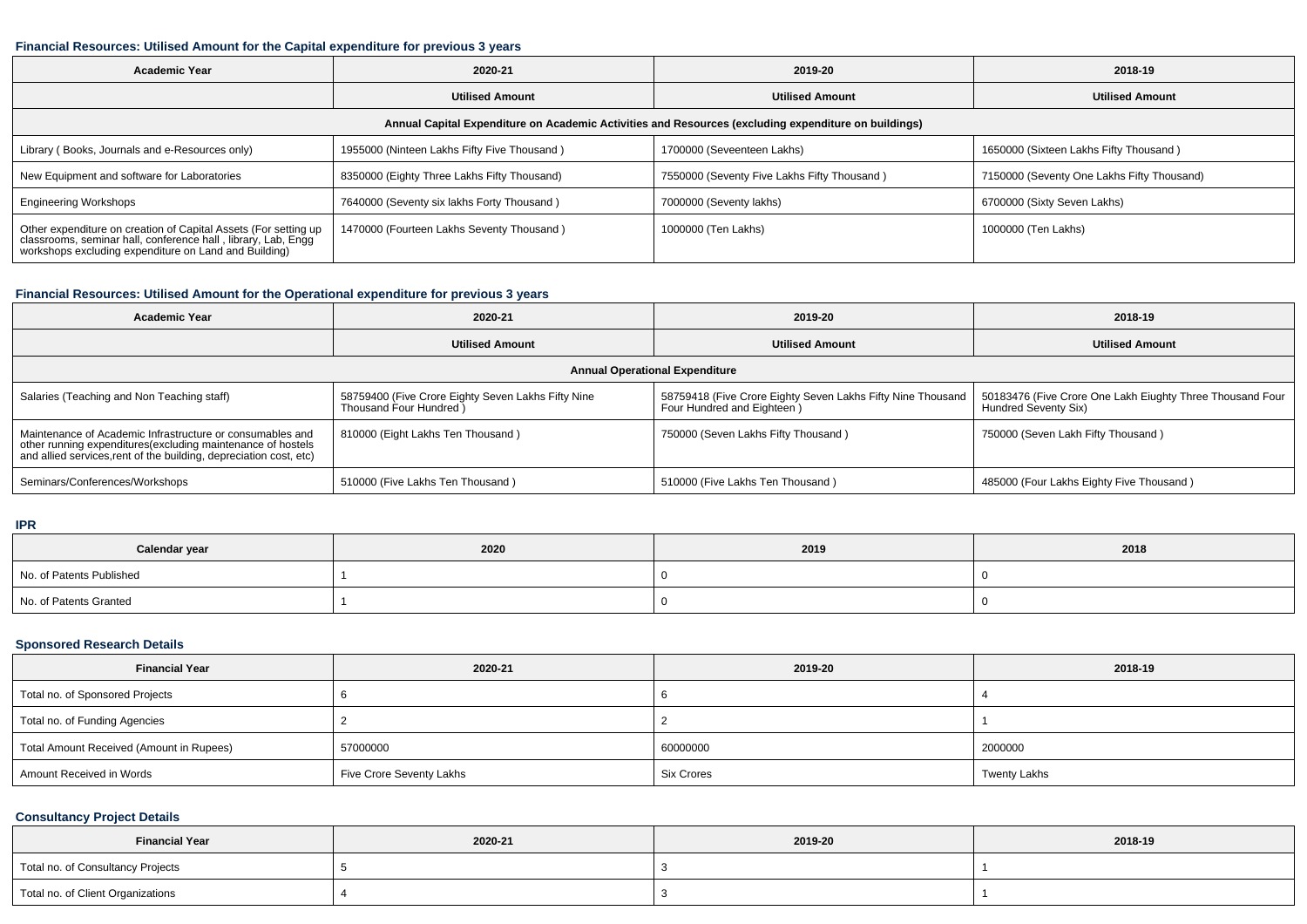### Financial Resources: Utilised Amount for the Capital expenditure for previous 3 years

| Academic Year | 2020-21 | 2019-20 | 2018-19 |
|---|---|---|---|
| | Utilised Amount | Utilised Amount | Utilised Amount |
| **Annual Capital Expenditure on Academic Activities and Resources (excluding expenditure on buildings)** | | | |
| Library ( Books, Journals and e-Resources only) | 1955000 (Ninteen Lakhs Fifty Five Thousand ) | 1700000 (Seveenteen Lakhs) | 1650000 (Sixteen Lakhs Fifty Thousand ) |
| New Equipment and software for Laboratories | 8350000 (Eighty Three Lakhs Fifty Thousand) | 7550000 (Seventy Five Lakhs Fifty Thousand ) | 7150000 (Seventy One Lakhs Fifty Thousand) |
| Engineering Workshops | 7640000 (Seventy six lakhs Forty Thousand ) | 7000000 (Seventy lakhs) | 6700000 (Sixty Seven Lakhs) |
| Other expenditure on creation of Capital Assets (For setting up classrooms, seminar hall, conference hall , library, Lab, Engg workshops excluding expenditure on Land and Building) | 1470000 (Fourteen Lakhs Seventy Thousand ) | 1000000 (Ten Lakhs) | 1000000 (Ten Lakhs) |

### Financial Resources: Utilised Amount for the Operational expenditure for previous 3 years

| Academic Year | 2020-21 | 2019-20 | 2018-19 |
|---|---|---|---|
| | Utilised Amount | Utilised Amount | Utilised Amount |
| **Annual Operational Expenditure** | | | |
| Salaries (Teaching and Non Teaching staff) | 58759400 (Five Crore Eighty Seven Lakhs Fifty Nine Thousand Four Hundred ) | 58759418 (Five Crore Eighty Seven Lakhs Fifty Nine Thousand Four Hundred and Eighteen ) | 50183476 (Five Crore One Lakh Eiughty Three Thousand Four Hundred Seventy Six) |
| Maintenance of Academic Infrastructure or consumables and other running expenditures(excluding maintenance of hostels and allied services,rent of the building, depreciation cost, etc) | 810000 (Eight Lakhs Ten Thousand ) | 750000 (Seven Lakhs Fifty Thousand ) | 750000 (Seven Lakh Fifty Thousand ) |
| Seminars/Conferences/Workshops | 510000 (Five Lakhs Ten Thousand ) | 510000 (Five Lakhs Ten Thousand ) | 485000 (Four Lakhs Eighty Five Thousand ) |

### IPR

| Calendar year | 2020 | 2019 | 2018 |
|---|---|---|---|
| No. of Patents Published | 1 | 0 | 0 |
| No. of Patents Granted | 1 | 0 | 0 |

### Sponsored Research Details

| Financial Year | 2020-21 | 2019-20 | 2018-19 |
|---|---|---|---|
| Total no. of Sponsored Projects | 6 | 6 | 4 |
| Total no. of Funding Agencies | 2 | 2 | 1 |
| Total Amount Received (Amount in Rupees) | 57000000 | 60000000 | 2000000 |
| Amount Received in Words | Five Crore Seventy Lakhs | Six Crores | Twenty Lakhs |

### Consultancy Project Details

| Financial Year | 2020-21 | 2019-20 | 2018-19 |
|---|---|---|---|
| Total no. of Consultancy Projects | 5 | 3 | 1 |
| Total no. of Client Organizations | 4 | 3 | 1 |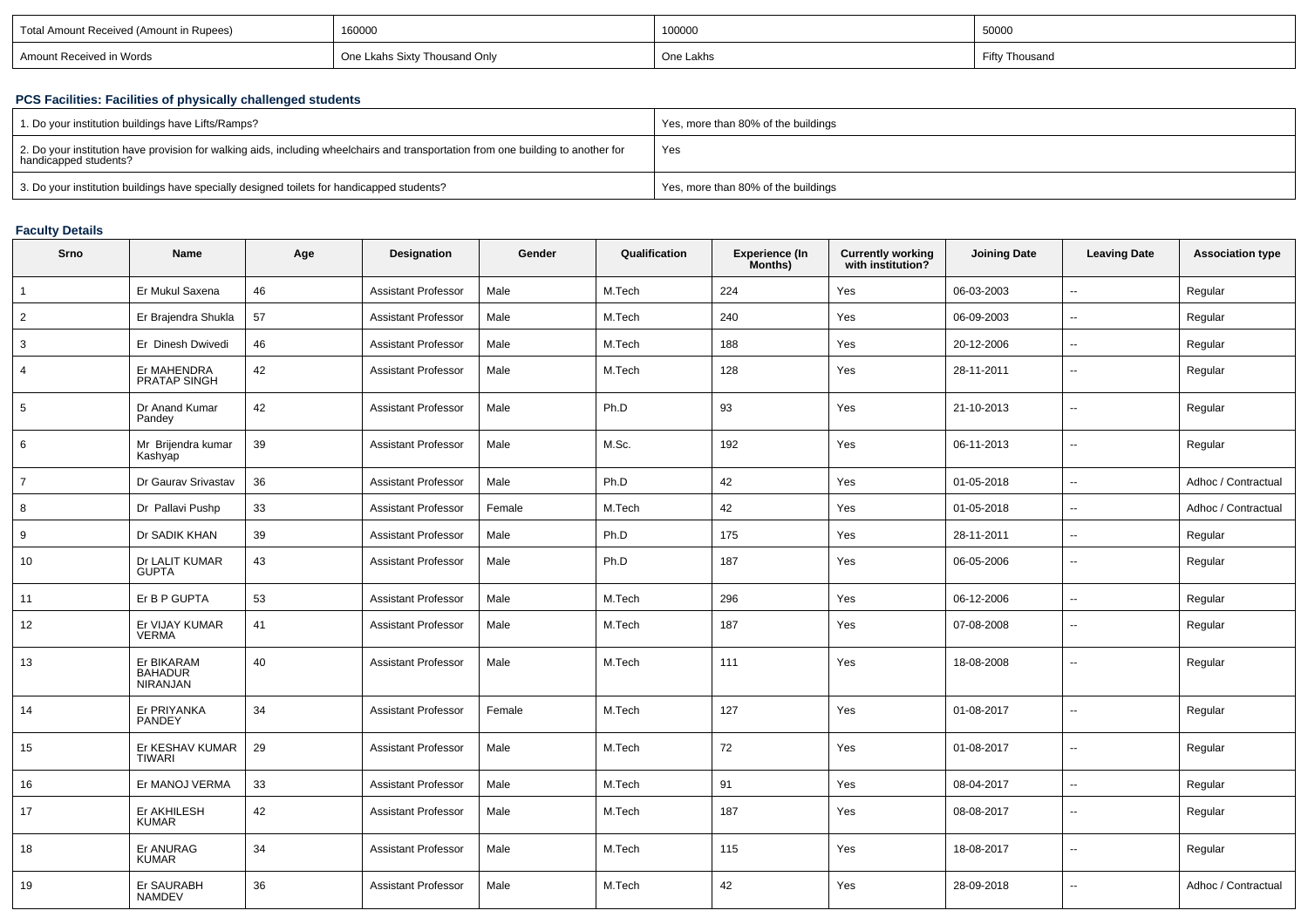| Total Amount Received (Amount in Rupees) | 160000 | 100000 | 50000 |
|---|---|---|---|
| Amount Received in Words | One Lkahs Sixty Thousand Only | One Lakhs | Fifty Thousand |

### PCS Facilities: Facilities of physically challenged students

| 1. Do your institution buildings have Lifts/Ramps? | Yes, more than 80% of the buildings |
|---|---|
| 2. Do your institution have provision for walking aids, including wheelchairs and transportation from one building to another for handicapped students? | Yes |
| 3. Do your institution buildings have specially designed toilets for handicapped students? | Yes, more than 80% of the buildings |

### Faculty Details

| Srno | Name | Age | Designation | Gender | Qualification | Experience (In Months) | Currently working with institution? | Joining Date | Leaving Date | Association type |
|---|---|---|---|---|---|---|---|---|---|---|
| 1 | Er Mukul Saxena | 46 | Assistant Professor | Male | M.Tech | 224 | Yes | 06-03-2003 | -- | Regular |
| 2 | Er Brajendra Shukla | 57 | Assistant Professor | Male | M.Tech | 240 | Yes | 06-09-2003 | -- | Regular |
| 3 | Er Dinesh Dwivedi | 46 | Assistant Professor | Male | M.Tech | 188 | Yes | 20-12-2006 | -- | Regular |
| 4 | Er MAHENDRA PRATAP SINGH | 42 | Assistant Professor | Male | M.Tech | 128 | Yes | 28-11-2011 | -- | Regular |
| 5 | Dr Anand Kumar Pandey | 42 | Assistant Professor | Male | Ph.D | 93 | Yes | 21-10-2013 | -- | Regular |
| 6 | Mr Brijendra kumar Kashyap | 39 | Assistant Professor | Male | M.Sc. | 192 | Yes | 06-11-2013 | -- | Regular |
| 7 | Dr Gaurav Srivastav | 36 | Assistant Professor | Male | Ph.D | 42 | Yes | 01-05-2018 | -- | Adhoc / Contractual |
| 8 | Dr Pallavi Pushp | 33 | Assistant Professor | Female | M.Tech | 42 | Yes | 01-05-2018 | -- | Adhoc / Contractual |
| 9 | Dr SADIK KHAN | 39 | Assistant Professor | Male | Ph.D | 175 | Yes | 28-11-2011 | -- | Regular |
| 10 | Dr LALIT KUMAR GUPTA | 43 | Assistant Professor | Male | Ph.D | 187 | Yes | 06-05-2006 | -- | Regular |
| 11 | Er B P GUPTA | 53 | Assistant Professor | Male | M.Tech | 296 | Yes | 06-12-2006 | -- | Regular |
| 12 | Er VIJAY KUMAR VERMA | 41 | Assistant Professor | Male | M.Tech | 187 | Yes | 07-08-2008 | -- | Regular |
| 13 | Er BIKARAM BAHADUR NIRANJAN | 40 | Assistant Professor | Male | M.Tech | 111 | Yes | 18-08-2008 | -- | Regular |
| 14 | Er PRIYANKA PANDEY | 34 | Assistant Professor | Female | M.Tech | 127 | Yes | 01-08-2017 | -- | Regular |
| 15 | Er KESHAV KUMAR TIWARI | 29 | Assistant Professor | Male | M.Tech | 72 | Yes | 01-08-2017 | -- | Regular |
| 16 | Er MANOJ VERMA | 33 | Assistant Professor | Male | M.Tech | 91 | Yes | 08-04-2017 | -- | Regular |
| 17 | Er AKHILESH KUMAR | 42 | Assistant Professor | Male | M.Tech | 187 | Yes | 08-08-2017 | -- | Regular |
| 18 | Er ANURAG KUMAR | 34 | Assistant Professor | Male | M.Tech | 115 | Yes | 18-08-2017 | -- | Regular |
| 19 | Er SAURABH NAMDEV | 36 | Assistant Professor | Male | M.Tech | 42 | Yes | 28-09-2018 | -- | Adhoc / Contractual |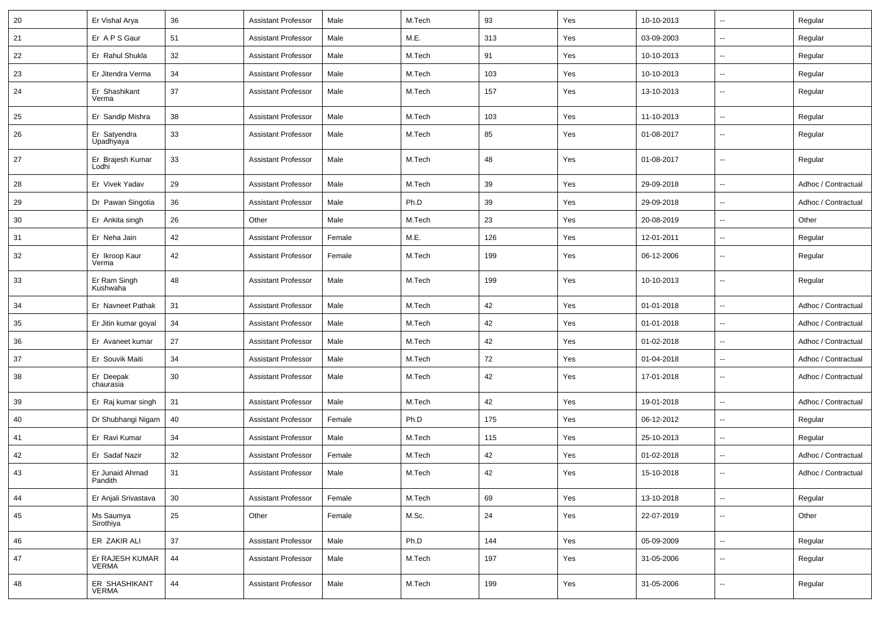| 20 | Er Vishal Arya | 36 | Assistant Professor | Male | M.Tech | 93 | Yes | 10-10-2013 | -- | Regular |
|---|---|---|---|---|---|---|---|---|---|---|
| 21 | Er A P S Gaur | 51 | Assistant Professor | Male | M.E. | 313 | Yes | 03-09-2003 | -- | Regular |
| 22 | Er Rahul Shukla | 32 | Assistant Professor | Male | M.Tech | 91 | Yes | 10-10-2013 | -- | Regular |
| 23 | Er Jitendra Verma | 34 | Assistant Professor | Male | M.Tech | 103 | Yes | 10-10-2013 | -- | Regular |
| 24 | Er Shashikant Verma | 37 | Assistant Professor | Male | M.Tech | 157 | Yes | 13-10-2013 | -- | Regular |
| 25 | Er Sandip Mishra | 38 | Assistant Professor | Male | M.Tech | 103 | Yes | 11-10-2013 | -- | Regular |
| 26 | Er Satyendra Upadhyaya | 33 | Assistant Professor | Male | M.Tech | 85 | Yes | 01-08-2017 | -- | Regular |
| 27 | Er Brajesh Kumar Lodhi | 33 | Assistant Professor | Male | M.Tech | 48 | Yes | 01-08-2017 | -- | Regular |
| 28 | Er Vivek Yadav | 29 | Assistant Professor | Male | M.Tech | 39 | Yes | 29-09-2018 | -- | Adhoc / Contractual |
| 29 | Dr Pawan Singotia | 36 | Assistant Professor | Male | Ph.D | 39 | Yes | 29-09-2018 | -- | Adhoc / Contractual |
| 30 | Er Ankita singh | 26 | Other | Male | M.Tech | 23 | Yes | 20-08-2019 | -- | Other |
| 31 | Er Neha Jain | 42 | Assistant Professor | Female | M.E. | 126 | Yes | 12-01-2011 | -- | Regular |
| 32 | Er Ikroop Kaur Verma | 42 | Assistant Professor | Female | M.Tech | 199 | Yes | 06-12-2006 | -- | Regular |
| 33 | Er Ram Singh Kushwaha | 48 | Assistant Professor | Male | M.Tech | 199 | Yes | 10-10-2013 | -- | Regular |
| 34 | Er Navneet Pathak | 31 | Assistant Professor | Male | M.Tech | 42 | Yes | 01-01-2018 | -- | Adhoc / Contractual |
| 35 | Er Jitin kumar goyal | 34 | Assistant Professor | Male | M.Tech | 42 | Yes | 01-01-2018 | -- | Adhoc / Contractual |
| 36 | Er Avaneet kumar | 27 | Assistant Professor | Male | M.Tech | 42 | Yes | 01-02-2018 | -- | Adhoc / Contractual |
| 37 | Er Souvik Maiti | 34 | Assistant Professor | Male | M.Tech | 72 | Yes | 01-04-2018 | -- | Adhoc / Contractual |
| 38 | Er Deepak chaurasia | 30 | Assistant Professor | Male | M.Tech | 42 | Yes | 17-01-2018 | -- | Adhoc / Contractual |
| 39 | Er Raj kumar singh | 31 | Assistant Professor | Male | M.Tech | 42 | Yes | 19-01-2018 | -- | Adhoc / Contractual |
| 40 | Dr Shubhangi Nigam | 40 | Assistant Professor | Female | Ph.D | 175 | Yes | 06-12-2012 | -- | Regular |
| 41 | Er Ravi Kumar | 34 | Assistant Professor | Male | M.Tech | 115 | Yes | 25-10-2013 | -- | Regular |
| 42 | Er Sadaf Nazir | 32 | Assistant Professor | Female | M.Tech | 42 | Yes | 01-02-2018 | -- | Adhoc / Contractual |
| 43 | Er Junaid Ahmad Pandith | 31 | Assistant Professor | Male | M.Tech | 42 | Yes | 15-10-2018 | -- | Adhoc / Contractual |
| 44 | Er Anjali Srivastava | 30 | Assistant Professor | Female | M.Tech | 69 | Yes | 13-10-2018 | -- | Regular |
| 45 | Ms Saumya Sirothiya | 25 | Other | Female | M.Sc. | 24 | Yes | 22-07-2019 | -- | Other |
| 46 | ER ZAKIR ALI | 37 | Assistant Professor | Male | Ph.D | 144 | Yes | 05-09-2009 | -- | Regular |
| 47 | Er RAJESH KUMAR VERMA | 44 | Assistant Professor | Male | M.Tech | 197 | Yes | 31-05-2006 | -- | Regular |
| 48 | ER SHASHIKANT VERMA | 44 | Assistant Professor | Male | M.Tech | 199 | Yes | 31-05-2006 | -- | Regular |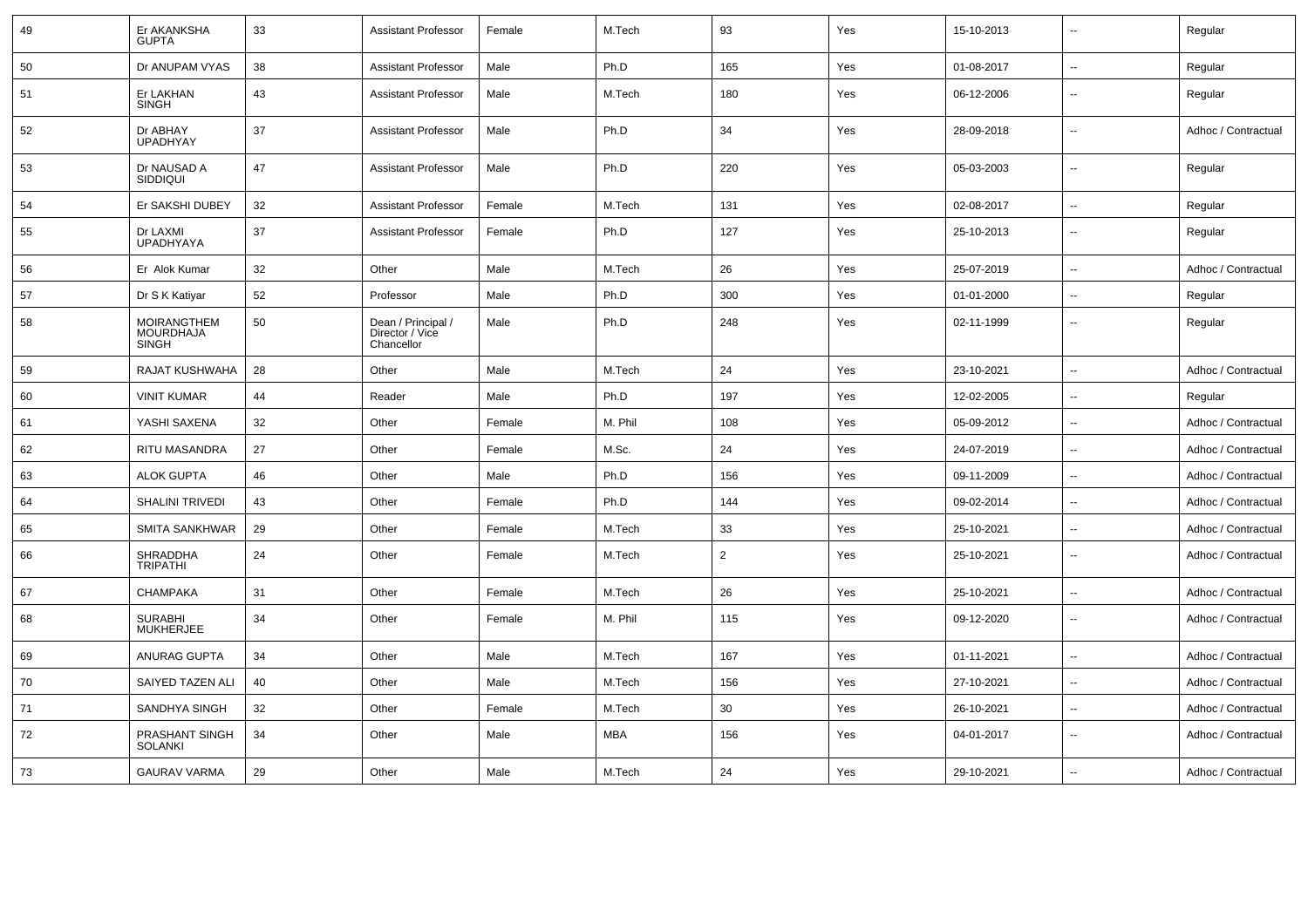| | | | | | | | | | | |
|---|---|---|---|---|---|---|---|---|---|---|
| 49 | Er AKANKSHA GUPTA | 33 | Assistant Professor | Female | M.Tech | 93 | Yes | 15-10-2013 | -- | Regular |
| 50 | Dr ANUPAM VYAS | 38 | Assistant Professor | Male | Ph.D | 165 | Yes | 01-08-2017 | -- | Regular |
| 51 | Er LAKHAN SINGH | 43 | Assistant Professor | Male | M.Tech | 180 | Yes | 06-12-2006 | -- | Regular |
| 52 | Dr ABHAY UPADHYAY | 37 | Assistant Professor | Male | Ph.D | 34 | Yes | 28-09-2018 | -- | Adhoc / Contractual |
| 53 | Dr NAUSAD A SIDDIQUI | 47 | Assistant Professor | Male | Ph.D | 220 | Yes | 05-03-2003 | -- | Regular |
| 54 | Er SAKSHI DUBEY | 32 | Assistant Professor | Female | M.Tech | 131 | Yes | 02-08-2017 | -- | Regular |
| 55 | Dr LAXMI UPADHYAYA | 37 | Assistant Professor | Female | Ph.D | 127 | Yes | 25-10-2013 | -- | Regular |
| 56 | Er Alok Kumar | 32 | Other | Male | M.Tech | 26 | Yes | 25-07-2019 | -- | Adhoc / Contractual |
| 57 | Dr S K Katiyar | 52 | Professor | Male | Ph.D | 300 | Yes | 01-01-2000 | -- | Regular |
| 58 | MOIRANGTHEM MOURDHAJA SINGH | 50 | Dean / Principal / Director / Vice Chancellor | Male | Ph.D | 248 | Yes | 02-11-1999 | -- | Regular |
| 59 | RAJAT KUSHWAHA | 28 | Other | Male | M.Tech | 24 | Yes | 23-10-2021 | -- | Adhoc / Contractual |
| 60 | VINIT KUMAR | 44 | Reader | Male | Ph.D | 197 | Yes | 12-02-2005 | -- | Regular |
| 61 | YASHI SAXENA | 32 | Other | Female | M. Phil | 108 | Yes | 05-09-2012 | -- | Adhoc / Contractual |
| 62 | RITU MASANDRA | 27 | Other | Female | M.Sc. | 24 | Yes | 24-07-2019 | -- | Adhoc / Contractual |
| 63 | ALOK GUPTA | 46 | Other | Male | Ph.D | 156 | Yes | 09-11-2009 | -- | Adhoc / Contractual |
| 64 | SHALINI TRIVEDI | 43 | Other | Female | Ph.D | 144 | Yes | 09-02-2014 | -- | Adhoc / Contractual |
| 65 | SMITA SANKHWAR | 29 | Other | Female | M.Tech | 33 | Yes | 25-10-2021 | -- | Adhoc / Contractual |
| 66 | SHRADDHA TRIPATHI | 24 | Other | Female | M.Tech | 2 | Yes | 25-10-2021 | -- | Adhoc / Contractual |
| 67 | CHAMPAKA | 31 | Other | Female | M.Tech | 26 | Yes | 25-10-2021 | -- | Adhoc / Contractual |
| 68 | SURABHI MUKHERJEE | 34 | Other | Female | M. Phil | 115 | Yes | 09-12-2020 | -- | Adhoc / Contractual |
| 69 | ANURAG GUPTA | 34 | Other | Male | M.Tech | 167 | Yes | 01-11-2021 | -- | Adhoc / Contractual |
| 70 | SAIYED TAZEN ALI | 40 | Other | Male | M.Tech | 156 | Yes | 27-10-2021 | -- | Adhoc / Contractual |
| 71 | SANDHYA SINGH | 32 | Other | Female | M.Tech | 30 | Yes | 26-10-2021 | -- | Adhoc / Contractual |
| 72 | PRASHANT SINGH SOLANKI | 34 | Other | Male | MBA | 156 | Yes | 04-01-2017 | -- | Adhoc / Contractual |
| 73 | GAURAV VARMA | 29 | Other | Male | M.Tech | 24 | Yes | 29-10-2021 | -- | Adhoc / Contractual |